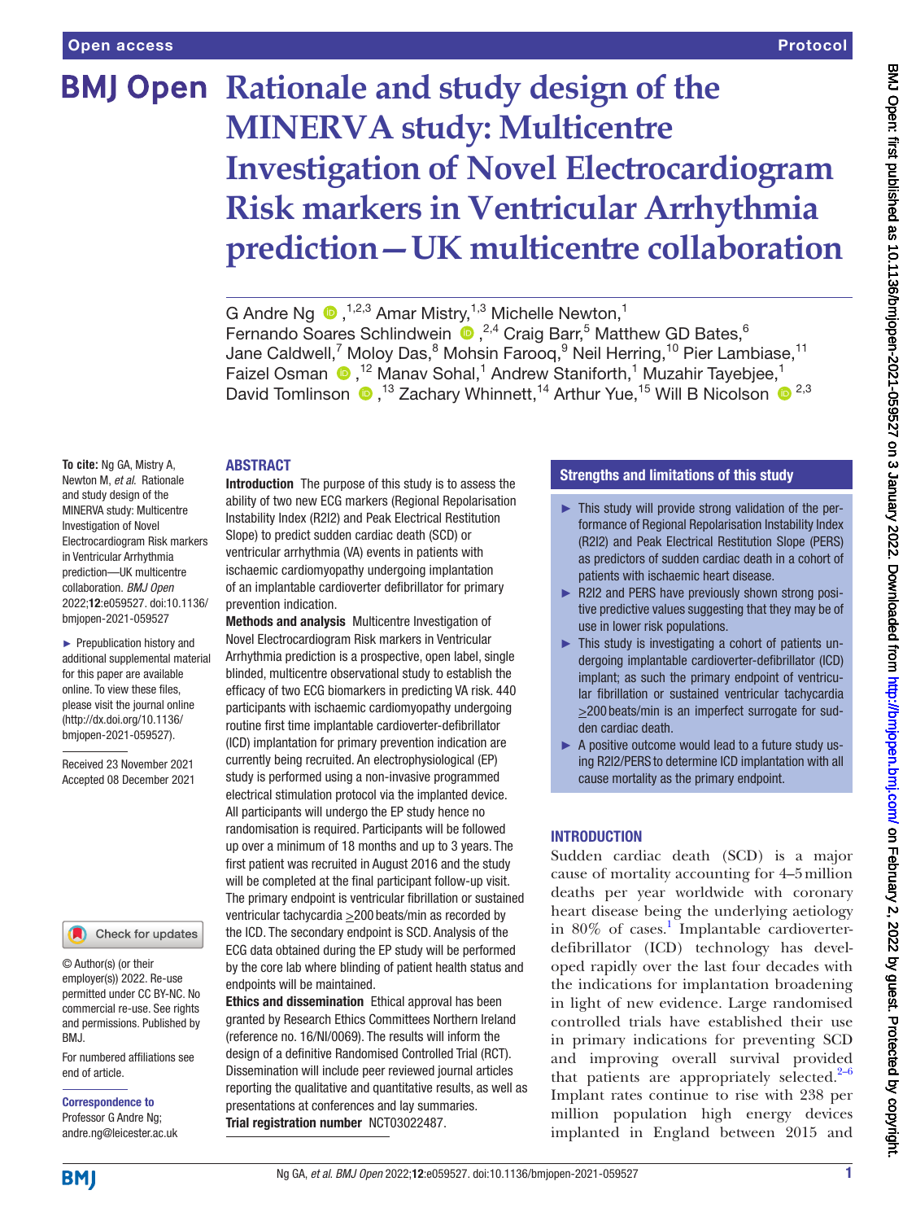# Rationale and study design of the MINERVA study: Multicentre Investigation of Novel Electrocardiogram Risk markers in Ventricular Arrhythmia prediction—UK multicentre collaboration

G Andre Ng,[1,2,3] Amar Mistry,[1,3] Michelle Newton,[1] Fernando Soares Schlindwein,[2,4] Craig Barr,[5] Matthew GD Bates,[6] Jane Caldwell,[7] Moloy Das,[8] Mohsin Farooq,[9] Neil Herring,[10] Pier Lambiase,[11] Faizel Osman,[12] Manav Sohal,[1] Andrew Staniforth,[1] Muzahir Tayebjee,[1] David Tomlinson,[13] Zachary Whinnett,[14] Arthur Yue,[15] Will B Nicolson[2,3]

**To cite:** Ng GA, Mistry A, Newton M, *et al*. Rationale and study design of the MINERVA study: Multicentre Investigation of Novel Electrocardiogram Risk markers in Ventricular Arrhythmia prediction—UK multicentre collaboration. *BMJ Open* 2022;**12**:e059527. doi:10.1136/bmjopen-2021-059527

► Prepublication history and additional supplemental material for this paper are available online. To view these files, please visit the journal online (http://dx.doi.org/10.1136/bmjopen-2021-059527).

Received 23 November 2021
Accepted 08 December 2021

© Author(s) (or their employer(s)) 2022. Re-use permitted under CC BY-NC. No commercial re-use. See rights and permissions. Published by BMJ.

For numbered affiliations see end of article.

**Correspondence to**
Professor G Andre Ng; andre.ng@leicester.ac.uk

## ABSTRACT

**Introduction** The purpose of this study is to assess the ability of two new ECG markers (Regional Repolarisation Instability Index (R2I2) and Peak Electrical Restitution Slope) to predict sudden cardiac death (SCD) or ventricular arrhythmia (VA) events in patients with ischaemic cardiomyopathy undergoing implantation of an implantable cardioverter defibrillator for primary prevention indication.

**Methods and analysis** Multicentre Investigation of Novel Electrocardiogram Risk markers in Ventricular Arrhythmia prediction is a prospective, open label, single blinded, multicentre observational study to establish the efficacy of two ECG biomarkers in predicting VA risk. 440 participants with ischaemic cardiomyopathy undergoing routine first time implantable cardioverter-defibrillator (ICD) implantation for primary prevention indication are currently being recruited. An electrophysiological (EP) study is performed using a non-invasive programmed electrical stimulation protocol via the implanted device. All participants will undergo the EP study hence no randomisation is required. Participants will be followed up over a minimum of 18 months and up to 3 years. The first patient was recruited in August 2016 and the study will be completed at the final participant follow-up visit. The primary endpoint is ventricular fibrillation or sustained ventricular tachycardia ≥200 beats/min as recorded by the ICD. The secondary endpoint is SCD. Analysis of the ECG data obtained during the EP study will be performed by the core lab where blinding of patient health status and endpoints will be maintained.

**Ethics and dissemination** Ethical approval has been granted by Research Ethics Committees Northern Ireland (reference no. 16/NI/0069). The results will inform the design of a definitive Randomised Controlled Trial (RCT). Dissemination will include peer reviewed journal articles reporting the qualitative and quantitative results, as well as presentations at conferences and lay summaries.

**Trial registration number** NCT03022487.

## Strengths and limitations of this study

- ► This study will provide strong validation of the performance of Regional Repolarisation Instability Index (R2I2) and Peak Electrical Restitution Slope (PERS) as predictors of sudden cardiac death in a cohort of patients with ischaemic heart disease.
- ► R2I2 and PERS have previously shown strong positive predictive values suggesting that they may be of use in lower risk populations.
- ► This study is investigating a cohort of patients undergoing implantable cardioverter-defibrillator (ICD) implant; as such the primary endpoint of ventricular fibrillation or sustained ventricular tachycardia ≥200 beats/min is an imperfect surrogate for sudden cardiac death.
- ► A positive outcome would lead to a future study using R2I2/PERS to determine ICD implantation with all cause mortality as the primary endpoint.

## INTRODUCTION

Sudden cardiac death (SCD) is a major cause of mortality accounting for 4–5 million deaths per year worldwide with coronary heart disease being the underlying aetiology in 80% of cases.[1] Implantable cardioverter-defibrillator (ICD) technology has developed rapidly over the last four decades with the indications for implantation broadening in light of new evidence. Large randomised controlled trials have established their use in primary indications for preventing SCD and improving overall survival provided that patients are appropriately selected.[2–6] Implant rates continue to rise with 238 per million population high energy devices implanted in England between 2015 and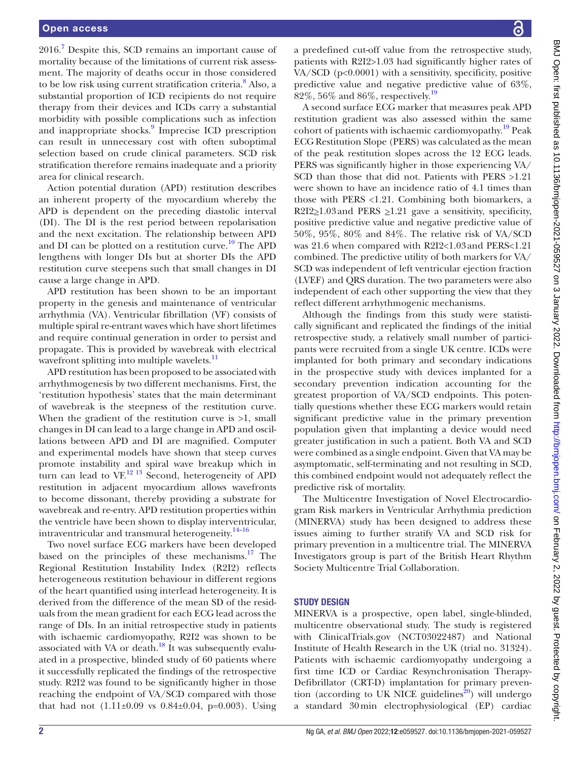2016.[7] Despite this, SCD remains an important cause of mortality because of the limitations of current risk assessment. The majority of deaths occur in those considered to be low risk using current stratification criteria.[8] Also, a substantial proportion of ICD recipients do not require therapy from their devices and ICDs carry a substantial morbidity with possible complications such as infection and inappropriate shocks.[9] Imprecise ICD prescription can result in unnecessary cost with often suboptimal selection based on crude clinical parameters. SCD risk stratification therefore remains inadequate and a priority area for clinical research.

Action potential duration (APD) restitution describes an inherent property of the myocardium whereby the APD is dependent on the preceding diastolic interval (DI). The DI is the rest period between repolarisation and the next excitation. The relationship between APD and DI can be plotted on a restitution curve.[10] The APD lengthens with longer DIs but at shorter DIs the APD restitution curve steepens such that small changes in DI cause a large change in APD.

APD restitution has been shown to be an important property in the genesis and maintenance of ventricular arrhythmia (VA). Ventricular fibrillation (VF) consists of multiple spiral re-entrant waves which have short lifetimes and require continual generation in order to persist and propagate. This is provided by wavebreak with electrical wavefront splitting into multiple wavelets.[11]

APD restitution has been proposed to be associated with arrhythmogenesis by two different mechanisms. First, the 'restitution hypothesis' states that the main determinant of wavebreak is the steepness of the restitution curve. When the gradient of the restitution curve is >1, small changes in DI can lead to a large change in APD and oscillations between APD and DI are magnified. Computer and experimental models have shown that steep curves promote instability and spiral wave breakup which in turn can lead to VF.[12,13] Second, heterogeneity of APD restitution in adjacent myocardium allows wavefronts to become dissonant, thereby providing a substrate for wavebreak and re-entry. APD restitution properties within the ventricle have been shown to display interventricular, intraventricular and transmural heterogeneity.[14–16]

Two novel surface ECG markers have been developed based on the principles of these mechanisms.[17] The Regional Restitution Instability Index (R2I2) reflects heterogeneous restitution behaviour in different regions of the heart quantified using interlead heterogeneity. It is derived from the difference of the mean SD of the residuals from the mean gradient for each ECG lead across the range of DIs. In an initial retrospective study in patients with ischaemic cardiomyopathy, R2I2 was shown to be associated with VA or death.[18] It was subsequently evaluated in a prospective, blinded study of 60 patients where it successfully replicated the findings of the retrospective study. R2I2 was found to be significantly higher in those reaching the endpoint of VA/SCD compared with those that had not (1.11±0.09 vs 0.84±0.04, p=0.003). Using a predefined cut-off value from the retrospective study, patients with R2I2>1.03 had significantly higher rates of VA/SCD (p<0.0001) with a sensitivity, specificity, positive predictive value and negative predictive value of 63%, 82%, 56% and 86%, respectively.[19]

A second surface ECG marker that measures peak APD restitution gradient was also assessed within the same cohort of patients with ischaemic cardiomyopathy.[19] Peak ECG Restitution Slope (PERS) was calculated as the mean of the peak restitution slopes across the 12 ECG leads. PERS was significantly higher in those experiencing VA/SCD than those that did not. Patients with PERS >1.21 were shown to have an incidence ratio of 4.1 times than those with PERS <1.21. Combining both biomarkers, a R2I2≥1.03 and PERS ≥1.21 gave a sensitivity, specificity, positive predictive value and negative predictive value of 50%, 95%, 80% and 84%. The relative risk of VA/SCD was 21.6 when compared with R2I2<1.03 and PERS<1.21 combined. The predictive utility of both markers for VA/SCD was independent of left ventricular ejection fraction (LVEF) and QRS duration. The two parameters were also independent of each other supporting the view that they reflect different arrhythmogenic mechanisms.

Although the findings from this study were statistically significant and replicated the findings of the initial retrospective study, a relatively small number of participants were recruited from a single UK centre. ICDs were implanted for both primary and secondary indications in the prospective study with devices implanted for a secondary prevention indication accounting for the greatest proportion of VA/SCD endpoints. This potentially questions whether these ECG markers would retain significant predictive value in the primary prevention population given that implanting a device would need greater justification in such a patient. Both VA and SCD were combined as a single endpoint. Given that VA may be asymptomatic, self-terminating and not resulting in SCD, this combined endpoint would not adequately reflect the predictive risk of mortality.

The Multicentre Investigation of Novel Electrocardiogram Risk markers in Ventricular Arrhythmia prediction (MINERVA) study has been designed to address these issues aiming to further stratify VA and SCD risk for primary prevention in a multicentre trial. The MINERVA Investigators group is part of the British Heart Rhythm Society Multicentre Trial Collaboration.

## STUDY DESIGN

MINERVA is a prospective, open label, single-blinded, multicentre observational study. The study is registered with ClinicalTrials.gov (NCT03022487) and National Institute of Health Research in the UK (trial no. 31324). Patients with ischaemic cardiomyopathy undergoing a first time ICD or Cardiac Resynchronisation Therapy-Defibrillator (CRT-D) implantation for primary prevention (according to UK NICE guidelines[20]) will undergo a standard 30 min electrophysiological (EP) cardiac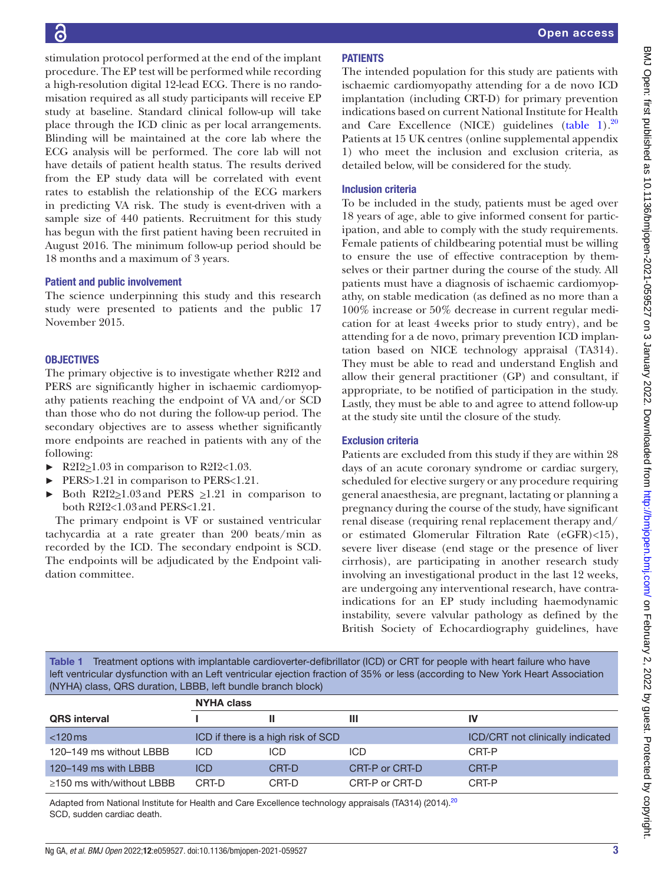stimulation protocol performed at the end of the implant procedure. The EP test will be performed while recording a high-resolution digital 12-lead ECG. There is no randomisation required as all study participants will receive EP study at baseline. Standard clinical follow-up will take place through the ICD clinic as per local arrangements. Blinding will be maintained at the core lab where the ECG analysis will be performed. The core lab will not have details of patient health status. The results derived from the EP study data will be correlated with event rates to establish the relationship of the ECG markers in predicting VA risk. The study is event-driven with a sample size of 440 patients. Recruitment for this study has begun with the first patient having been recruited in August 2016. The minimum follow-up period should be 18 months and a maximum of 3 years.

### Patient and public involvement

The science underpinning this study and this research study were presented to patients and the public 17 November 2015.

## OBJECTIVES

The primary objective is to investigate whether R2I2 and PERS are significantly higher in ischaemic cardiomyopathy patients reaching the endpoint of VA and/or SCD than those who do not during the follow-up period. The secondary objectives are to assess whether significantly more endpoints are reached in patients with any of the following:

- R2I2≥1.03 in comparison to R2I2<1.03.
- PERS>1.21 in comparison to PERS<1.21.
- Both R2I2≥1.03 and PERS ≥1.21 in comparison to both R2I2<1.03 and PERS<1.21.

The primary endpoint is VF or sustained ventricular tachycardia at a rate greater than 200 beats/min as recorded by the ICD. The secondary endpoint is SCD. The endpoints will be adjudicated by the Endpoint validation committee.

## PATIENTS

The intended population for this study are patients with ischaemic cardiomyopathy attending for a de novo ICD implantation (including CRT-D) for primary prevention indications based on current National Institute for Health and Care Excellence (NICE) guidelines (table 1).[20] Patients at 15 UK centres (online supplemental appendix 1) who meet the inclusion and exclusion criteria, as detailed below, will be considered for the study.

### Inclusion criteria

To be included in the study, patients must be aged over 18 years of age, able to give informed consent for participation, and able to comply with the study requirements. Female patients of childbearing potential must be willing to ensure the use of effective contraception by themselves or their partner during the course of the study. All patients must have a diagnosis of ischaemic cardiomyopathy, on stable medication (as defined as no more than a 100% increase or 50% decrease in current regular medication for at least 4 weeks prior to study entry), and be attending for a de novo, primary prevention ICD implantation based on NICE technology appraisal (TA314). They must be able to read and understand English and allow their general practitioner (GP) and consultant, if appropriate, to be notified of participation in the study. Lastly, they must be able to and agree to attend follow-up at the study site until the closure of the study.

### Exclusion criteria

Patients are excluded from this study if they are within 28 days of an acute coronary syndrome or cardiac surgery, scheduled for elective surgery or any procedure requiring general anaesthesia, are pregnant, lactating or planning a pregnancy during the course of the study, have significant renal disease (requiring renal replacement therapy and/or estimated Glomerular Filtration Rate (eGFR)<15), severe liver disease (end stage or the presence of liver cirrhosis), are participating in another research study involving an investigational product in the last 12 weeks, are undergoing any interventional research, have contraindications for an EP study including haemodynamic instability, severe valvular pathology as defined by the British Society of Echocardiography guidelines, have

Table 1 Treatment options with implantable cardioverter-defibrillator (ICD) or CRT for people with heart failure who have left ventricular dysfunction with an Left ventricular ejection fraction of 35% or less (according to New York Heart Association (NYHA) class, QRS duration, LBBB, left bundle branch block)

| | NYHA class | | | |
|---|---|---|---|---|
| QRS interval | I | II | III | IV |
| <120 ms | ICD if there is a high risk of SCD | | | ICD/CRT not clinically indicated |
| 120–149 ms without LBBB | ICD | ICD | ICD | CRT-P |
| 120–149 ms with LBBB | ICD | CRT-D | CRT-P or CRT-D | CRT-P |
| ≥150 ms with/without LBBB | CRT-D | CRT-D | CRT-P or CRT-D | CRT-P |

Adapted from National Institute for Health and Care Excellence technology appraisals (TA314) (2014).[20]
SCD, sudden cardiac death.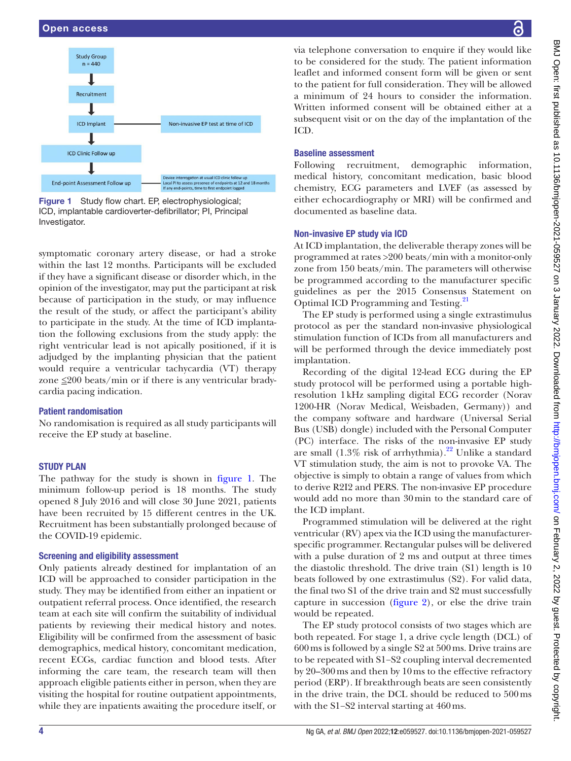Study Group
n = 440

Recruitment

ICD Implant — Non-invasive EP test at time of ICD

ICD Clinic Follow up

End-point Assessment Follow up — Device interrogation at usual ICD clinic follow up. Local PI to assess presence of endpoints at 12 and 18 months. If any end-points, time to first endpoint logged

**Figure 1** Study flow chart. EP, electrophysiological; ICD, implantable cardioverter-defibrillator; PI, Principal Investigator.

symptomatic coronary artery disease, or had a stroke within the last 12 months. Participants will be excluded if they have a significant disease or disorder which, in the opinion of the investigator, may put the participant at risk because of participation in the study, or may influence the result of the study, or affect the participant's ability to participate in the study. At the time of ICD implantation the following exclusions from the study apply: the right ventricular lead is not apically positioned, or if it is adjudged by the implanting physician that the patient would require a ventricular tachycardia (VT) therapy zone ≤200 beats/min or if there is any ventricular bradycardia pacing indication.

### Patient randomisation

No randomisation is required as all study participants will receive the EP study at baseline.

## STUDY PLAN

The pathway for the study is shown in figure 1. The minimum follow-up period is 18 months. The study opened 8 July 2016 and will close 30 June 2021, patients have been recruited by 15 different centres in the UK. Recruitment has been substantially prolonged because of the COVID-19 epidemic.

### Screening and eligibility assessment

Only patients already destined for implantation of an ICD will be approached to consider participation in the study. They may be identified from either an inpatient or outpatient referral process. Once identified, the research team at each site will confirm the suitability of individual patients by reviewing their medical history and notes. Eligibility will be confirmed from the assessment of basic demographics, medical history, concomitant medication, recent ECGs, cardiac function and blood tests. After informing the care team, the research team will then approach eligible patients either in person, when they are visiting the hospital for routine outpatient appointments, while they are inpatients awaiting the procedure itself, or via telephone conversation to enquire if they would like to be considered for the study. The patient information leaflet and informed consent form will be given or sent to the patient for full consideration. They will be allowed a minimum of 24 hours to consider the information. Written informed consent will be obtained either at a subsequent visit or on the day of the implantation of the ICD.

### Baseline assessment

Following recruitment, demographic information, medical history, concomitant medication, basic blood chemistry, ECG parameters and LVEF (as assessed by either echocardiography or MRI) will be confirmed and documented as baseline data.

### Non-invasive EP study via ICD

At ICD implantation, the deliverable therapy zones will be programmed at rates >200 beats/min with a monitor-only zone from 150 beats/min. The parameters will otherwise be programmed according to the manufacturer specific guidelines as per the 2015 Consensus Statement on Optimal ICD Programming and Testing.[21]

The EP study is performed using a single extrastimulus protocol as per the standard non-invasive physiological stimulation function of ICDs from all manufacturers and will be performed through the device immediately post implantation.

Recording of the digital 12-lead ECG during the EP study protocol will be performed using a portable high-resolution 1 kHz sampling digital ECG recorder (Norav 1200-HR (Norav Medical, Weisbaden, Germany)) and the company software and hardware (Universal Serial Bus (USB) dongle) included with the Personal Computer (PC) interface. The risks of the non-invasive EP study are small (1.3% risk of arrhythmia).[22] Unlike a standard VT stimulation study, the aim is not to provoke VA. The objective is simply to obtain a range of values from which to derive R2I2 and PERS. The non-invasive EP procedure would add no more than 30 min to the standard care of the ICD implant.

Programmed stimulation will be delivered at the right ventricular (RV) apex via the ICD using the manufacturer-specific programmer. Rectangular pulses will be delivered with a pulse duration of 2 ms and output at three times the diastolic threshold. The drive train (S1) length is 10 beats followed by one extrastimulus (S2). For valid data, the final two S1 of the drive train and S2 must successfully capture in succession (figure 2), or else the drive train would be repeated.

The EP study protocol consists of two stages which are both repeated. For stage 1, a drive cycle length (DCL) of 600 ms is followed by a single S2 at 500 ms. Drive trains are to be repeated with S1–S2 coupling interval decremented by 20–300 ms and then by 10 ms to the effective refractory period (ERP). If breakthrough beats are seen consistently in the drive train, the DCL should be reduced to 500 ms with the S1–S2 interval starting at 460 ms.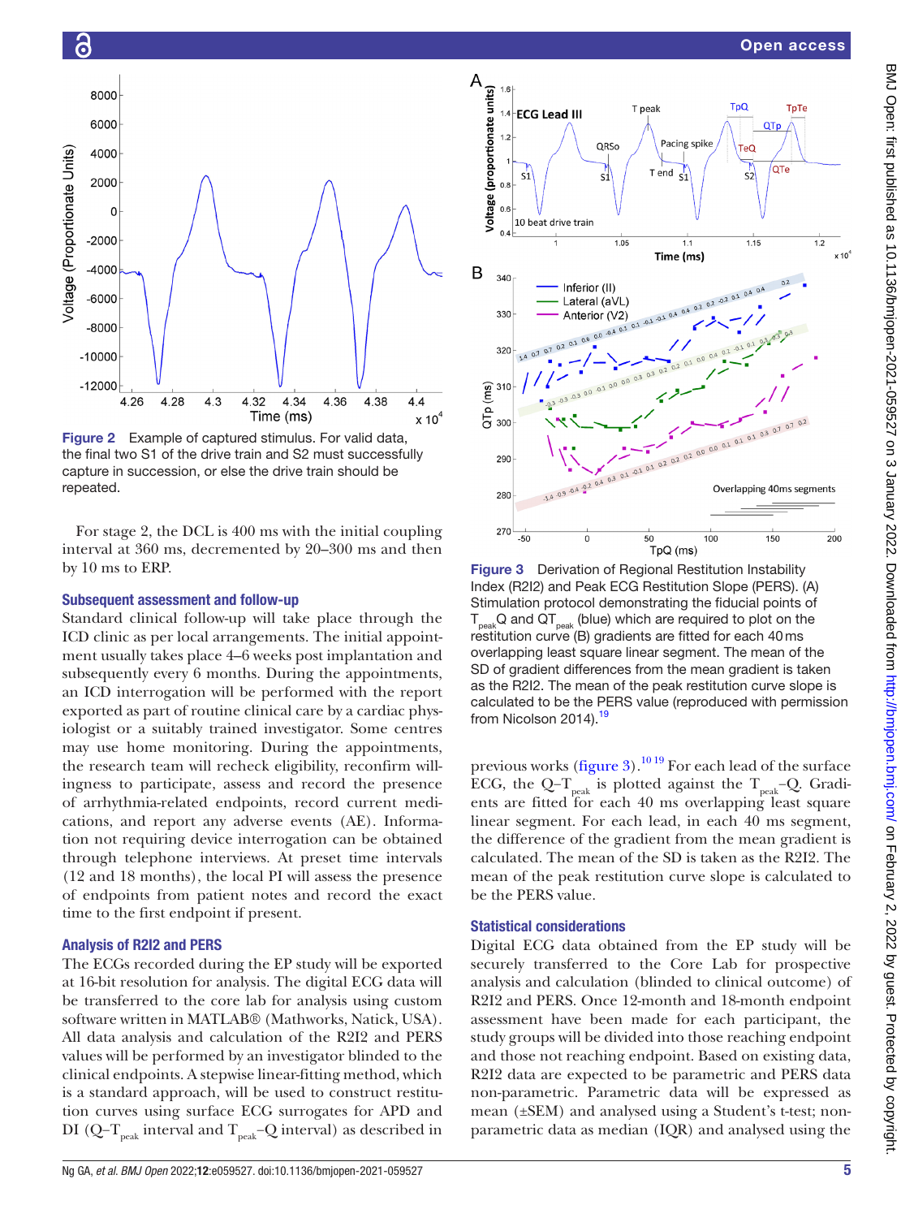Figure 2 Example of captured stimulus. For valid data, the final two S1 of the drive train and S2 must successfully capture in succession, or else the drive train should be repeated.

For stage 2, the DCL is 400 ms with the initial coupling interval at 360 ms, decremented by 20–300 ms and then by 10 ms to ERP.

### Subsequent assessment and follow-up

Standard clinical follow-up will take place through the ICD clinic as per local arrangements. The initial appointment usually takes place 4–6 weeks post implantation and subsequently every 6 months. During the appointments, an ICD interrogation will be performed with the report exported as part of routine clinical care by a cardiac physiologist or a suitably trained investigator. Some centres may use home monitoring. During the appointments, the research team will recheck eligibility, reconfirm willingness to participate, assess and record the presence of arrhythmia-related endpoints, record current medications, and report any adverse events (AE). Information not requiring device interrogation can be obtained through telephone interviews. At preset time intervals (12 and 18 months), the local PI will assess the presence of endpoints from patient notes and record the exact time to the first endpoint if present.

### Analysis of R2I2 and PERS

The ECGs recorded during the EP study will be exported at 16-bit resolution for analysis. The digital ECG data will be transferred to the core lab for analysis using custom software written in MATLAB® (Mathworks, Natick, USA). All data analysis and calculation of the R2I2 and PERS values will be performed by an investigator blinded to the clinical endpoints. A stepwise linear-fitting method, which is a standard approach, will be used to construct restitution curves using surface ECG surrogates for APD and DI (Q–$T_{peak}$ interval and $T_{peak}$–Q interval) as described in previous works (figure 3).[10,19] For each lead of the surface ECG, the Q–$T_{peak}$ is plotted against the $T_{peak}$–Q. Gradients are fitted for each 40 ms overlapping least square linear segment. For each lead, in each 40 ms segment, the difference of the gradient from the mean gradient is calculated. The mean of the SD is taken as the R2I2. The mean of the peak restitution curve slope is calculated to be the PERS value.

Figure 3 Derivation of Regional Restitution Instability Index (R2I2) and Peak ECG Restitution Slope (PERS). (A) Stimulation protocol demonstrating the fiducial points of $T_{peak}$Q and $QT_{peak}$ (blue) which are required to plot on the restitution curve (B) gradients are fitted for each 40 ms overlapping least square linear segment. The mean of the SD of gradient differences from the mean gradient is taken as the R2I2. The mean of the peak restitution curve slope is calculated to be the PERS value (reproduced with permission from Nicolson 2014).[19]

### Statistical considerations

Digital ECG data obtained from the EP study will be securely transferred to the Core Lab for prospective analysis and calculation (blinded to clinical outcome) of R2I2 and PERS. Once 12-month and 18-month endpoint assessment have been made for each participant, the study groups will be divided into those reaching endpoint and those not reaching endpoint. Based on existing data, R2I2 data are expected to be parametric and PERS data non-parametric. Parametric data will be expressed as mean (±SEM) and analysed using a Student's t-test; non-parametric data as median (IQR) and analysed using the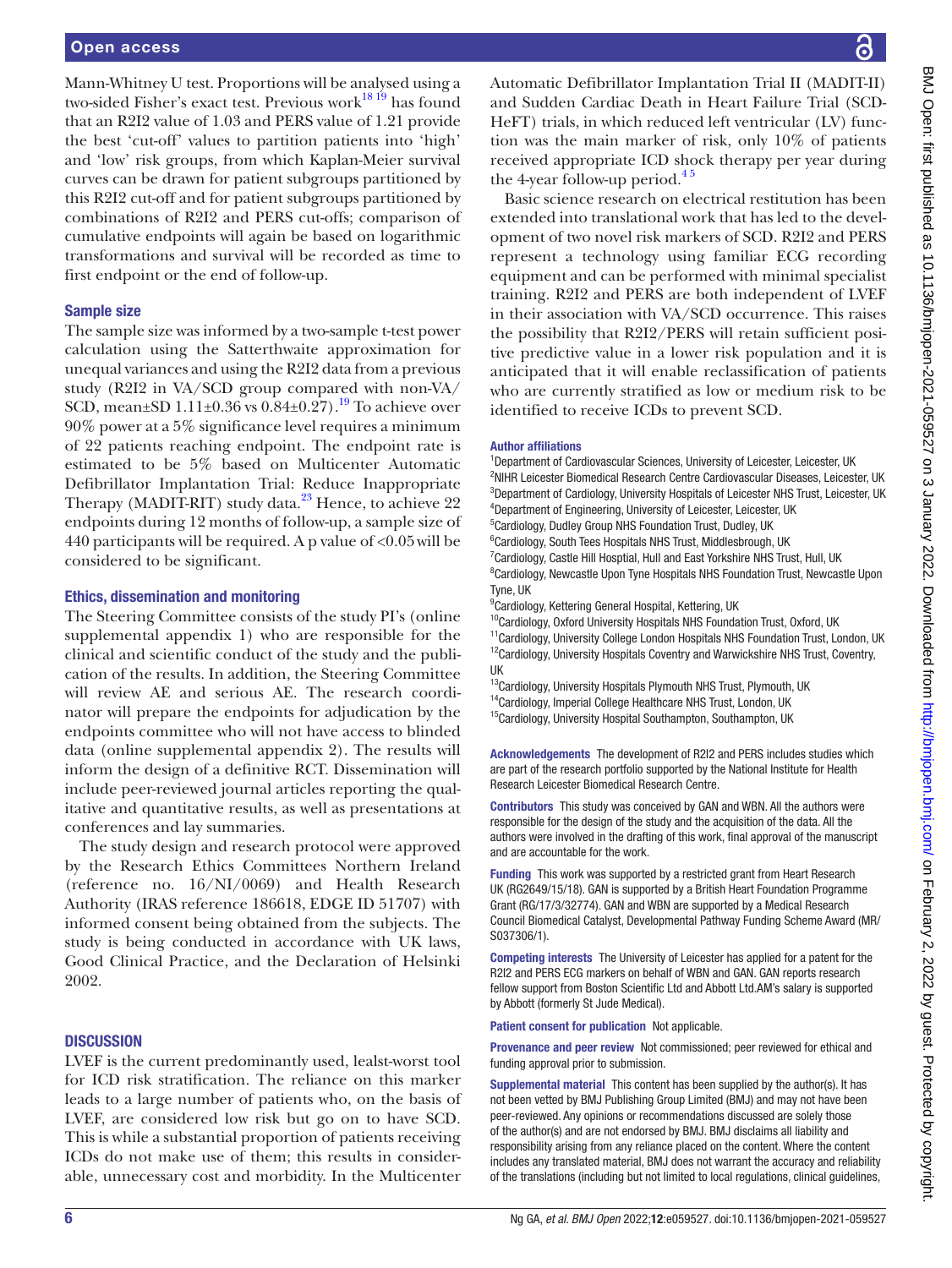Mann-Whitney U test. Proportions will be analysed using a two-sided Fisher's exact test. Previous work[18 19] has found that an R2I2 value of 1.03 and PERS value of 1.21 provide the best 'cut-off' values to partition patients into 'high' and 'low' risk groups, from which Kaplan-Meier survival curves can be drawn for patient subgroups partitioned by this R2I2 cut-off and for patient subgroups partitioned by combinations of R2I2 and PERS cut-offs; comparison of cumulative endpoints will again be based on logarithmic transformations and survival will be recorded as time to first endpoint or the end of follow-up.

### Sample size

The sample size was informed by a two-sample t-test power calculation using the Satterthwaite approximation for unequal variances and using the R2I2 data from a previous study (R2I2 in VA/SCD group compared with non-VA/SCD, mean±SD 1.11±0.36 vs 0.84±0.27).[19] To achieve over 90% power at a 5% significance level requires a minimum of 22 patients reaching endpoint. The endpoint rate is estimated to be 5% based on Multicenter Automatic Defibrillator Implantation Trial: Reduce Inappropriate Therapy (MADIT-RIT) study data.[23] Hence, to achieve 22 endpoints during 12 months of follow-up, a sample size of 440 participants will be required. A p value of <0.05 will be considered to be significant.

### Ethics, dissemination and monitoring

The Steering Committee consists of the study PI's (online supplemental appendix 1) who are responsible for the clinical and scientific conduct of the study and the publication of the results. In addition, the Steering Committee will review AE and serious AE. The research coordinator will prepare the endpoints for adjudication by the endpoints committee who will not have access to blinded data (online supplemental appendix 2). The results will inform the design of a definitive RCT. Dissemination will include peer-reviewed journal articles reporting the qualitative and quantitative results, as well as presentations at conferences and lay summaries.

The study design and research protocol were approved by the Research Ethics Committees Northern Ireland (reference no. 16/NI/0069) and Health Research Authority (IRAS reference 186618, EDGE ID 51707) with informed consent being obtained from the subjects. The study is being conducted in accordance with UK laws, Good Clinical Practice, and the Declaration of Helsinki 2002.

## DISCUSSION

LVEF is the current predominantly used, lealst-worst tool for ICD risk stratification. The reliance on this marker leads to a large number of patients who, on the basis of LVEF, are considered low risk but go on to have SCD. This is while a substantial proportion of patients receiving ICDs do not make use of them; this results in considerable, unnecessary cost and morbidity. In the Multicenter Automatic Defibrillator Implantation Trial II (MADIT-II) and Sudden Cardiac Death in Heart Failure Trial (SCD-HeFT) trials, in which reduced left ventricular (LV) function was the main marker of risk, only 10% of patients received appropriate ICD shock therapy per year during the 4-year follow-up period.[4 5]

Basic science research on electrical restitution has been extended into translational work that has led to the development of two novel risk markers of SCD. R2I2 and PERS represent a technology using familiar ECG recording equipment and can be performed with minimal specialist training. R2I2 and PERS are both independent of LVEF in their association with VA/SCD occurrence. This raises the possibility that R2I2/PERS will retain sufficient positive predictive value in a lower risk population and it is anticipated that it will enable reclassification of patients who are currently stratified as low or medium risk to be identified to receive ICDs to prevent SCD.

#### Author affiliations

[1]Department of Cardiovascular Sciences, University of Leicester, Leicester, UK
[2]NIHR Leicester Biomedical Research Centre Cardiovascular Diseases, Leicester, UK
[3]Department of Cardiology, University Hospitals of Leicester NHS Trust, Leicester, UK
[4]Department of Engineering, University of Leicester, Leicester, UK
[5]Cardiology, Dudley Group NHS Foundation Trust, Dudley, UK
[6]Cardiology, South Tees Hospitals NHS Trust, Middlesbrough, UK
[7]Cardiology, Castle Hill Hosptial, Hull and East Yorkshire NHS Trust, Hull, UK
[8]Cardiology, Newcastle Upon Tyne Hospitals NHS Foundation Trust, Newcastle Upon Tyne, UK
[9]Cardiology, Kettering General Hospital, Kettering, UK
[10]Cardiology, Oxford University Hospitals NHS Foundation Trust, Oxford, UK
[11]Cardiology, University College London Hospitals NHS Foundation Trust, London, UK
[12]Cardiology, University Hospitals Coventry and Warwickshire NHS Trust, Coventry, UK
[13]Cardiology, University Hospitals Plymouth NHS Trust, Plymouth, UK
[14]Cardiology, Imperial College Healthcare NHS Trust, London, UK
[15]Cardiology, University Hospital Southampton, Southampton, UK

**Acknowledgements** The development of R2I2 and PERS includes studies which are part of the research portfolio supported by the National Institute for Health Research Leicester Biomedical Research Centre.

**Contributors** This study was conceived by GAN and WBN. All the authors were responsible for the design of the study and the acquisition of the data. All the authors were involved in the drafting of this work, final approval of the manuscript and are accountable for the work.

**Funding** This work was supported by a restricted grant from Heart Research UK (RG2649/15/18). GAN is supported by a British Heart Foundation Programme Grant (RG/17/3/32774). GAN and WBN are supported by a Medical Research Council Biomedical Catalyst, Developmental Pathway Funding Scheme Award (MR/S037306/1).

**Competing interests** The University of Leicester has applied for a patent for the R2I2 and PERS ECG markers on behalf of WBN and GAN. GAN reports research fellow support from Boston Scientific Ltd and Abbott Ltd.AM's salary is supported by Abbott (formerly St Jude Medical).

**Patient consent for publication** Not applicable.

**Provenance and peer review** Not commissioned; peer reviewed for ethical and funding approval prior to submission.

**Supplemental material** This content has been supplied by the author(s). It has not been vetted by BMJ Publishing Group Limited (BMJ) and may not have been peer-reviewed. Any opinions or recommendations discussed are solely those of the author(s) and are not endorsed by BMJ. BMJ disclaims all liability and responsibility arising from any reliance placed on the content. Where the content includes any translated material, BMJ does not warrant the accuracy and reliability of the translations (including but not limited to local regulations, clinical guidelines,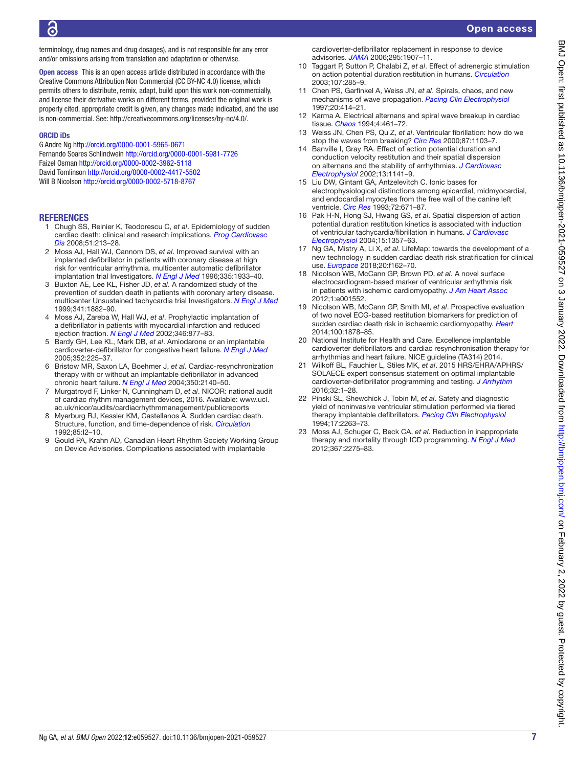terminology, drug names and drug dosages), and is not responsible for any error and/or omissions arising from translation and adaptation or otherwise.

**Open access** This is an open access article distributed in accordance with the Creative Commons Attribution Non Commercial (CC BY-NC 4.0) license, which permits others to distribute, remix, adapt, build upon this work non-commercially, and license their derivative works on different terms, provided the original work is properly cited, appropriate credit is given, any changes made indicated, and the use is non-commercial. See: http://creativecommons.org/licenses/by-nc/4.0/.

#### ORCID iDs

G Andre Ng http://orcid.org/0000-0001-5965-0671
Fernando Soares Schlindwein http://orcid.org/0000-0001-5981-7726
Faizel Osman http://orcid.org/0000-0002-3962-5118
David Tomlinson http://orcid.org/0000-0002-4417-5502
Will B Nicolson http://orcid.org/0000-0002-5718-8767

## REFERENCES

1. Chugh SS, Reinier K, Teodorescu C, *et al*. Epidemiology of sudden cardiac death: clinical and research implications. *Prog Cardiovasc Dis* 2008;51:213–28.
2. Moss AJ, Hall WJ, Cannom DS, *et al*. Improved survival with an implanted defibrillator in patients with coronary disease at high risk for ventricular arrhythmia. multicenter automatic defibrillator implantation trial Investigators. *N Engl J Med* 1996;335:1933–40.
3. Buxton AE, Lee KL, Fisher JD, *et al*. A randomized study of the prevention of sudden death in patients with coronary artery disease. multicenter Unsustained tachycardia trial Investigators. *N Engl J Med* 1999;341:1882–90.
4. Moss AJ, Zareba W, Hall WJ, *et al*. Prophylactic implantation of a defibrillator in patients with myocardial infarction and reduced ejection fraction. *N Engl J Med* 2002;346:877–83.
5. Bardy GH, Lee KL, Mark DB, *et al*. Amiodarone or an implantable cardioverter-defibrillator for congestive heart failure. *N Engl J Med* 2005;352:225–37.
6. Bristow MR, Saxon LA, Boehmer J, *et al*. Cardiac-resynchronization therapy with or without an implantable defibrillator in advanced chronic heart failure. *N Engl J Med* 2004;350:2140–50.
7. Murgatroyd F, Linker N, Cunningham D, *et al*. NICOR: national audit of cardiac rhythm management devices, 2016. Available: www.ucl.ac.uk/nicor/audits/cardiacrhythmmanagement/publicreports
8. Myerburg RJ, Kessler KM, Castellanos A. Sudden cardiac death. Structure, function, and time-dependence of risk. *Circulation* 1992;85:I2–10.
9. Gould PA, Krahn AD, Canadian Heart Rhythm Society Working Group on Device Advisories. Complications associated with implantable cardioverter-defibrillator replacement in response to device advisories. *JAMA* 2006;295:1907–11.
10. Taggart P, Sutton P, Chalabi Z, *et al*. Effect of adrenergic stimulation on action potential duration restitution in humans. *Circulation* 2003;107:285–9.
11. Chen PS, Garfinkel A, Weiss JN, *et al*. Spirals, chaos, and new mechanisms of wave propagation. *Pacing Clin Electrophysiol* 1997;20:414–21.
12. Karma A. Electrical alternans and spiral wave breakup in cardiac tissue. *Chaos* 1994;4:461–72.
13. Weiss JN, Chen PS, Qu Z, *et al*. Ventricular fibrillation: how do we stop the waves from breaking? *Circ Res* 2000;87:1103–7.
14. Banville I, Gray RA. Effect of action potential duration and conduction velocity restitution and their spatial dispersion on alternans and the stability of arrhythmias. *J Cardiovasc Electrophysiol* 2002;13:1141–9.
15. Liu DW, Gintant GA, Antzelevitch C. Ionic bases for electrophysiological distinctions among epicardial, midmyocardial, and endocardial myocytes from the free wall of the canine left ventricle. *Circ Res* 1993;72:671–87.
16. Pak H-N, Hong SJ, Hwang GS, *et al*. Spatial dispersion of action potential duration restitution kinetics is associated with induction of ventricular tachycardia/fibrillation in humans. *J Cardiovasc Electrophysiol* 2004;15:1357–63.
17. Ng GA, Mistry A, Li X, *et al*. LifeMap: towards the development of a new technology in sudden cardiac death risk stratification for clinical use. *Europace* 2018;20:f162–70.
18. Nicolson WB, McCann GP, Brown PD, *et al*. A novel surface electrocardiogram-based marker of ventricular arrhythmia risk in patients with ischemic cardiomyopathy. *J Am Heart Assoc* 2012;1:e001552.
19. Nicolson WB, McCann GP, Smith MI, *et al*. Prospective evaluation of two novel ECG-based restitution biomarkers for prediction of sudden cardiac death risk in ischaemic cardiomyopathy. *Heart* 2014;100:1878–85.
20. National Institute for Health and Care. Excellence implantable cardioverter defibrillators and cardiac resynchronisation therapy for arrhythmias and heart failure. NICE guideline (TA314) 2014.
21. Wilkoff BL, Fauchier L, Stiles MK, *et al*. 2015 HRS/EHRA/APHRS/SOLAECE expert consensus statement on optimal implantable cardioverter-defibrillator programming and testing. *J Arrhythm* 2016;32:1–28.
22. Pinski SL, Shewchick J, Tobin M, *et al*. Safety and diagnostic yield of noninvasive ventricular stimulation performed via tiered therapy implantable defibrillators. *Pacing Clin Electrophysiol* 1994;17:2263–73.
23. Moss AJ, Schuger C, Beck CA, *et al*. Reduction in inappropriate therapy and mortality through ICD programming. *N Engl J Med* 2012;367:2275–83.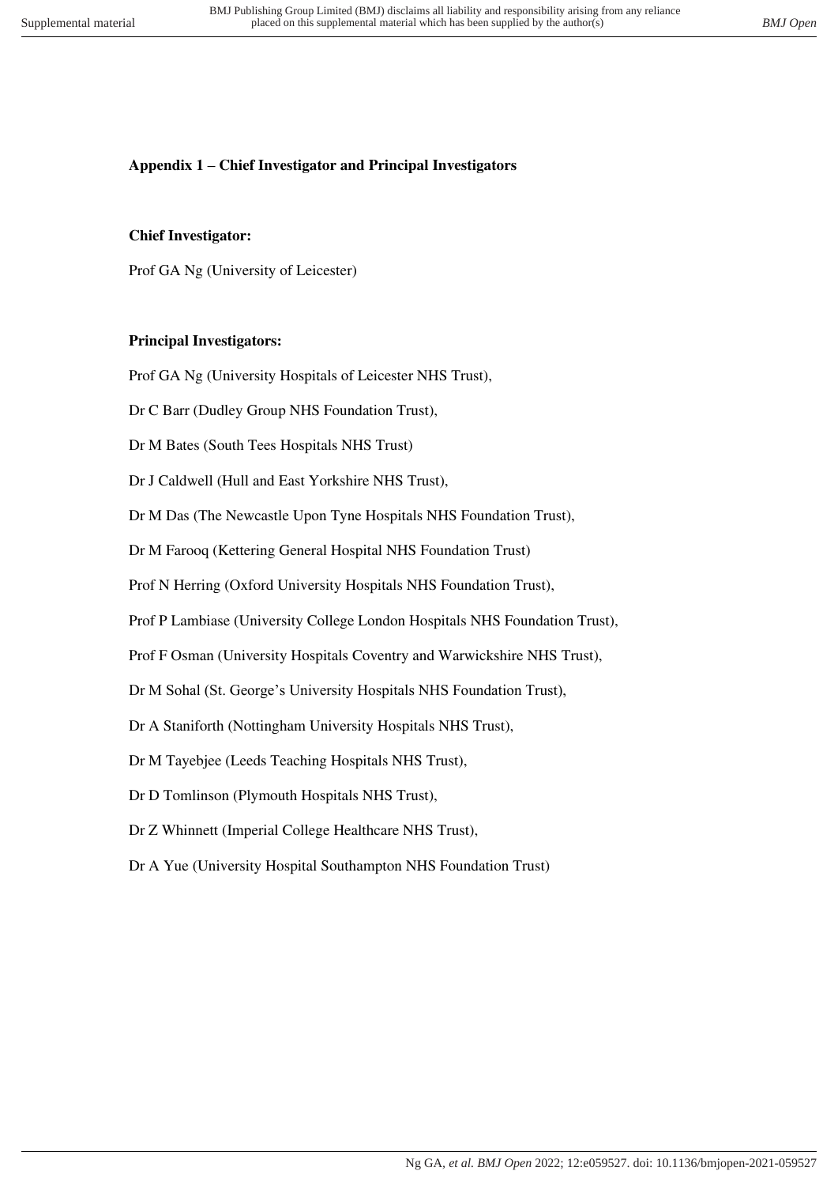## Appendix 1 – Chief Investigator and Principal Investigators

**Chief Investigator:**

Prof GA Ng (University of Leicester)

**Principal Investigators:**

Prof GA Ng (University Hospitals of Leicester NHS Trust),

Dr C Barr (Dudley Group NHS Foundation Trust),

Dr M Bates (South Tees Hospitals NHS Trust)

Dr J Caldwell (Hull and East Yorkshire NHS Trust),

Dr M Das (The Newcastle Upon Tyne Hospitals NHS Foundation Trust),

Dr M Farooq (Kettering General Hospital NHS Foundation Trust)

Prof N Herring (Oxford University Hospitals NHS Foundation Trust),

Prof P Lambiase (University College London Hospitals NHS Foundation Trust),

Prof F Osman (University Hospitals Coventry and Warwickshire NHS Trust),

Dr M Sohal (St. George's University Hospitals NHS Foundation Trust),

Dr A Staniforth (Nottingham University Hospitals NHS Trust),

Dr M Tayebjee (Leeds Teaching Hospitals NHS Trust),

Dr D Tomlinson (Plymouth Hospitals NHS Trust),

Dr Z Whinnett (Imperial College Healthcare NHS Trust),

Dr A Yue (University Hospital Southampton NHS Foundation Trust)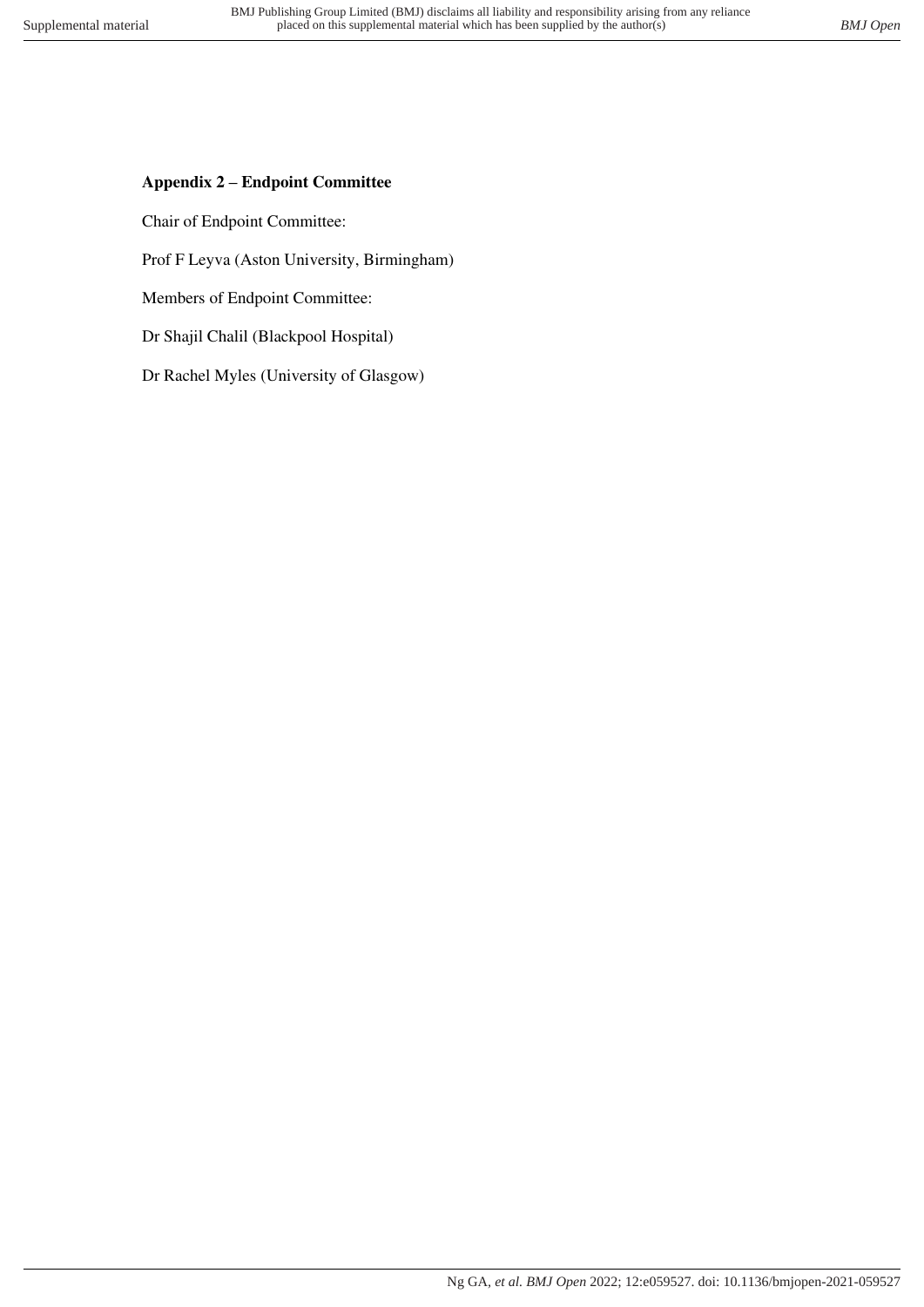**Appendix 2 – Endpoint Committee**

Chair of Endpoint Committee:

Prof F Leyva (Aston University, Birmingham)

Members of Endpoint Committee:

Dr Shajil Chalil (Blackpool Hospital)

Dr Rachel Myles (University of Glasgow)